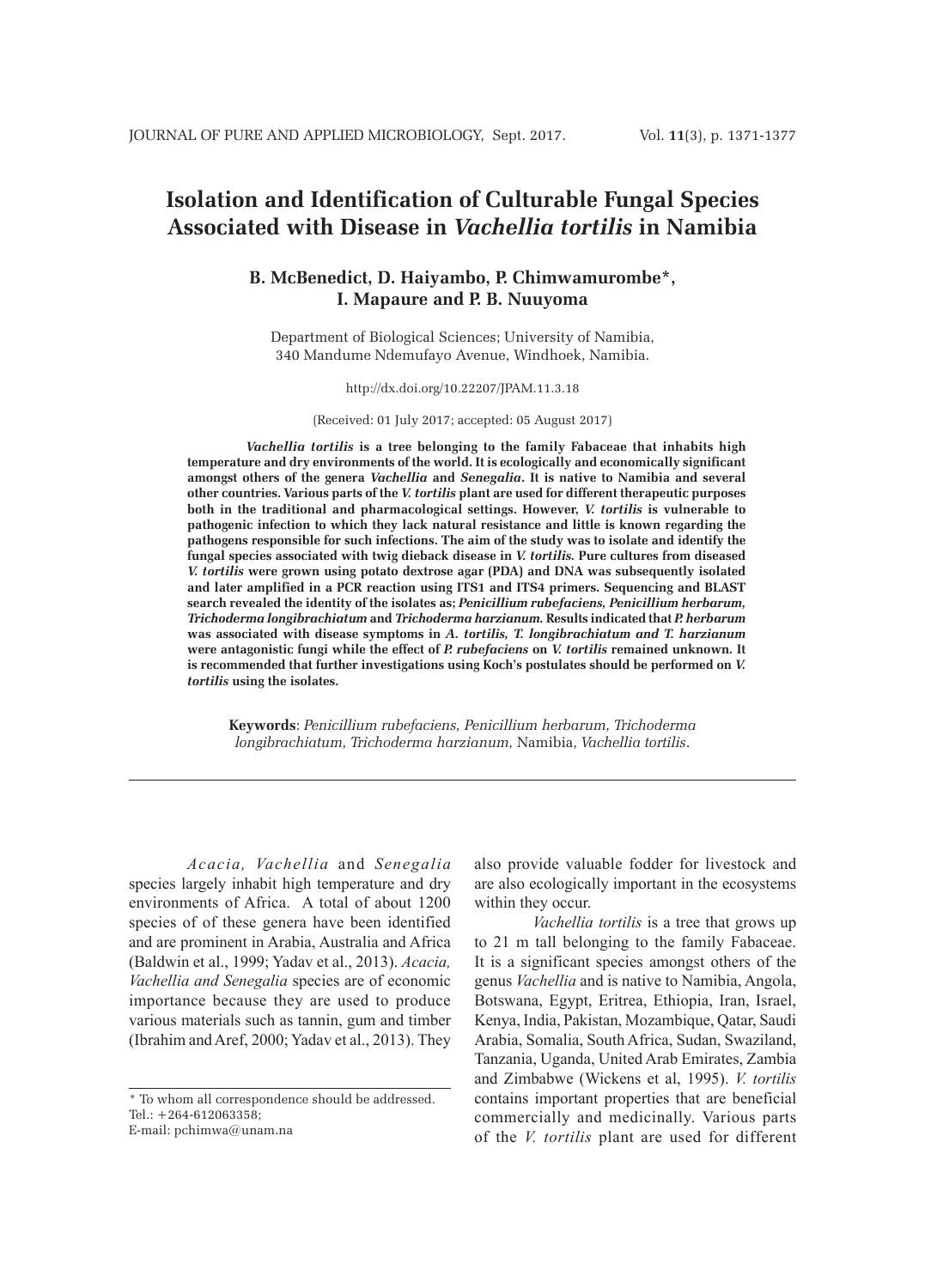# Isolation and Identification of Culturable Fungal Species Associated with Disease in *Vachellia tortilis* in Namibia

**B. McBenedict, D. Haiyambo, P. Chimwamurombe*, I. Mapaure and P. B. Nuuyoma**

Department of Biological Sciences; University of Namibia, 340 Mandume Ndemufayo Avenue, Windhoek, Namibia.

http://dx.doi.org/10.22207/JPAM.11.3.18

(Received: 01 July 2017; accepted: 05 August 2017)

***Vachellia tortilis*** **is a tree belonging to the family Fabaceae that inhabits high temperature and dry environments of the world. It is ecologically and economically significant amongst others of the genera *Vachellia* and *Senegalia*. It is native to Namibia and several other countries. Various parts of the *V. tortilis* plant are used for different therapeutic purposes both in the traditional and pharmacological settings. However, *V. tortilis* is vulnerable to pathogenic infection to which they lack natural resistance and little is known regarding the pathogens responsible for such infections. The aim of the study was to isolate and identify the fungal species associated with twig dieback disease in *V. tortilis*. Pure cultures from diseased *V. tortilis* were grown using potato dextrose agar (PDA) and DNA was subsequently isolated and later amplified in a PCR reaction using ITS1 and ITS4 primers. Sequencing and BLAST search revealed the identity of the isolates as; *Penicillium rubefaciens, Penicillium herbarum, Trichoderma longibrachiatum* and *Trichoderma harzianum*. Results indicated that *P. herbarum* was associated with disease symptoms in *A. tortilis, T. longibrachiatum and T. harzianum* were antagonistic fungi while the effect of *P. rubefaciens* on *V. tortilis* remained unknown. It is recommended that further investigations using Koch's postulates should be performed on *V. tortilis* using the isolates.**

**Keywords**: *Penicillium rubefaciens, Penicillium herbarum, Trichoderma longibrachiatum, Trichoderma harzianum,* Namibia, *Vachellia tortilis*.

---

*Acacia, Vachellia* and *Senegalia* species largely inhabit high temperature and dry environments of Africa. A total of about 1200 species of of these genera have been identified and are prominent in Arabia, Australia and Africa (Baldwin et al., 1999; Yadav et al., 2013). *Acacia, Vachellia and Senegalia* species are of economic importance because they are used to produce various materials such as tannin, gum and timber (Ibrahim and Aref, 2000; Yadav et al., 2013). They also provide valuable fodder for livestock and are also ecologically important in the ecosystems within they occur.

*Vachellia tortilis* is a tree that grows up to 21 m tall belonging to the family Fabaceae. It is a significant species amongst others of the genus *Vachellia* and is native to Namibia, Angola, Botswana, Egypt, Eritrea, Ethiopia, Iran, Israel, Kenya, India, Pakistan, Mozambique, Qatar, Saudi Arabia, Somalia, South Africa, Sudan, Swaziland, Tanzania, Uganda, United Arab Emirates, Zambia and Zimbabwe (Wickens et al, 1995). *V. tortilis* contains important properties that are beneficial commercially and medicinally. Various parts of the *V. tortilis* plant are used for different

---

\* To whom all correspondence should be addressed.
Tel.: +264-612063358;
E-mail: pchimwa@unam.na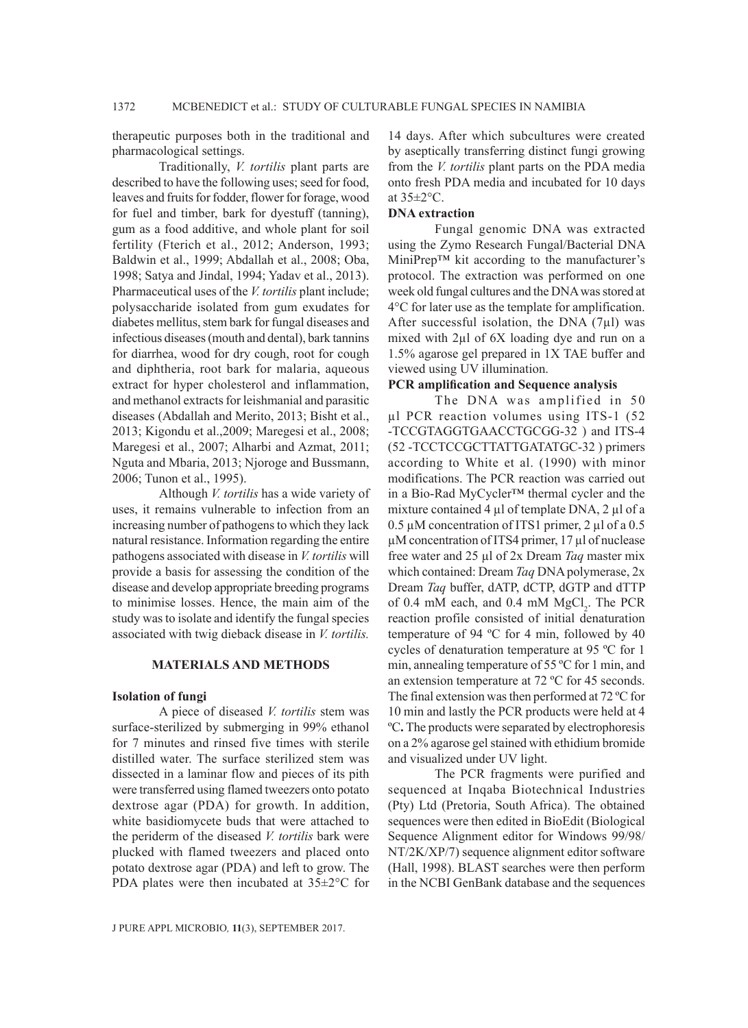therapeutic purposes both in the traditional and pharmacological settings.

Traditionally, *V. tortilis* plant parts are described to have the following uses; seed for food, leaves and fruits for fodder, flower for forage, wood for fuel and timber, bark for dyestuff (tanning), gum as a food additive, and whole plant for soil fertility (Fterich et al., 2012; Anderson, 1993; Baldwin et al., 1999; Abdallah et al., 2008; Oba, 1998; Satya and Jindal, 1994; Yadav et al., 2013). Pharmaceutical uses of the *V. tortilis* plant include; polysaccharide isolated from gum exudates for diabetes mellitus, stem bark for fungal diseases and infectious diseases (mouth and dental), bark tannins for diarrhea, wood for dry cough, root for cough and diphtheria, root bark for malaria, aqueous extract for hyper cholesterol and inflammation, and methanol extracts for leishmanial and parasitic diseases (Abdallah and Merito, 2013; Bisht et al., 2013; Kigondu et al.,2009; Maregesi et al., 2008; Maregesi et al., 2007; Alharbi and Azmat, 2011; Nguta and Mbaria, 2013; Njoroge and Bussmann, 2006; Tunon et al., 1995).

Although *V. tortilis* has a wide variety of uses, it remains vulnerable to infection from an increasing number of pathogens to which they lack natural resistance. Information regarding the entire pathogens associated with disease in *V. tortilis* will provide a basis for assessing the condition of the disease and develop appropriate breeding programs to minimise losses. Hence, the main aim of the study was to isolate and identify the fungal species associated with twig dieback disease in *V. tortilis.*

## MATERIALS AND METHODS

### Isolation of fungi

A piece of diseased *V. tortilis* stem was surface-sterilized by submerging in 99% ethanol for 7 minutes and rinsed five times with sterile distilled water. The surface sterilized stem was dissected in a laminar flow and pieces of its pith were transferred using flamed tweezers onto potato dextrose agar (PDA) for growth. In addition, white basidiomycete buds that were attached to the periderm of the diseased *V. tortilis* bark were plucked with flamed tweezers and placed onto potato dextrose agar (PDA) and left to grow. The PDA plates were then incubated at 35±2°C for 14 days. After which subcultures were created by aseptically transferring distinct fungi growing from the *V. tortilis* plant parts on the PDA media onto fresh PDA media and incubated for 10 days at 35±2°C.

### DNA extraction

Fungal genomic DNA was extracted using the Zymo Research Fungal/Bacterial DNA MiniPrep™ kit according to the manufacturer's protocol. The extraction was performed on one week old fungal cultures and the DNA was stored at 4°C for later use as the template for amplification. After successful isolation, the DNA (7µl) was mixed with 2µl of 6X loading dye and run on a 1.5% agarose gel prepared in 1X TAE buffer and viewed using UV illumination.

### PCR amplification and Sequence analysis

The DNA was amplified in 50 µl PCR reaction volumes using ITS-1 (52 -TCCGTAGGTGAACCTGCGG-32 ) and ITS-4 (52 -TCCTCCGCTTATTGATATGC-32 ) primers according to White et al. (1990) with minor modifications. The PCR reaction was carried out in a Bio-Rad MyCycler™ thermal cycler and the mixture contained 4 µl of template DNA, 2 µl of a 0.5 µM concentration of ITS1 primer, 2 µl of a 0.5 µM concentration of ITS4 primer, 17 µl of nuclease free water and 25 µl of 2x Dream *Taq* master mix which contained: Dream *Taq* DNA polymerase, 2x Dream *Taq* buffer, dATP, dCTP, dGTP and dTTP of 0.4 mM each, and 0.4 mM $MgCl_2$. The PCR reaction profile consisted of initial denaturation temperature of 94 ºC for 4 min, followed by 40 cycles of denaturation temperature at 95 ºC for 1 min, annealing temperature of 55 ºC for 1 min, and an extension temperature at 72 ºC for 45 seconds. The final extension was then performed at 72 ºC for 10 min and lastly the PCR products were held at 4 ºC**.** The products were separated by electrophoresis on a 2% agarose gel stained with ethidium bromide and visualized under UV light.

The PCR fragments were purified and sequenced at Inqaba Biotechnical Industries (Pty) Ltd (Pretoria, South Africa). The obtained sequences were then edited in BioEdit (Biological Sequence Alignment editor for Windows 99/98/NT/2K/XP/7) sequence alignment editor software (Hall, 1998). BLAST searches were then perform in the NCBI GenBank database and the sequences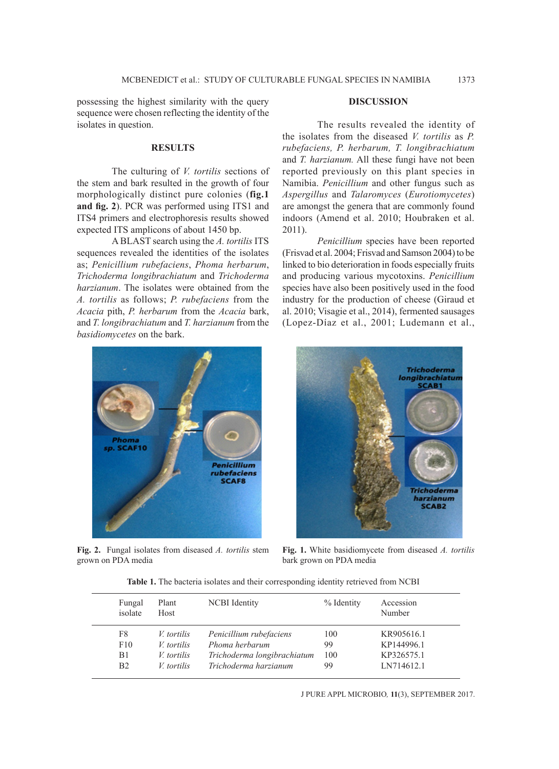possessing the highest similarity with the query sequence were chosen reflecting the identity of the isolates in question.

## RESULTS

The culturing of *V. tortilis* sections of the stem and bark resulted in the growth of four morphologically distinct pure colonies (**fig.1 and fig. 2**). PCR was performed using ITS1 and ITS4 primers and electrophoresis results showed expected ITS amplicons of about 1450 bp.

A BLAST search using the *A. tortilis* ITS sequences revealed the identities of the isolates as; *Penicillium rubefaciens*, *Phoma herbarum*, *Trichoderma longibrachiatum* and *Trichoderma harzianum*. The isolates were obtained from the *A. tortilis* as follows; *P. rubefaciens* from the *Acacia* pith, *P. herbarum* from the *Acacia* bark, and *T. longibrachiatum* and *T. harzianum* from the *basidiomycetes* on the bark.

## DISCUSSION

The results revealed the identity of the isolates from the diseased *V. tortilis* as *P. rubefaciens, P. herbarum, T. longibrachiatum* and *T. harzianum.* All these fungi have not been reported previously on this plant species in Namibia. *Penicillium* and other fungus such as *Aspergillus* and *Talaromyces* (*Eurotiomycetes*) are amongst the genera that are commonly found indoors (Amend et al. 2010; Houbraken et al. 2011).

*Penicillium* species have been reported (Frisvad et al. 2004; Frisvad and Samson 2004) to be linked to bio deterioration in foods especially fruits and producing various mycotoxins. *Penicillium* species have also been positively used in the food industry for the production of cheese (Giraud et al. 2010; Visagie et al., 2014), fermented sausages (Lopez-Díaz et al., 2001; Ludemann et al.,

**Fig. 2.** Fungal isolates from diseased *A. tortilis* stem grown on PDA media

**Fig. 1.** White basidiomycete from diseased *A. tortilis* bark grown on PDA media

**Table 1.** The bacteria isolates and their corresponding identity retrieved from NCBI

| Fungal isolate | Plant Host | NCBI Identity | % Identity | Accession Number |
|---|---|---|---|---|
| F8 | *V. tortilis* | *Penicillium rubefaciens* | 100 | KR905616.1 |
| F10 | *V. tortilis* | *Phoma herbarum* | 99 | KP144996.1 |
| B1 | *V. tortilis* | *Trichoderma longibrachiatum* | 100 | KP326575.1 |
| B2 | *V. tortilis* | *Trichoderma harzianum* | 99 | LN714612.1 |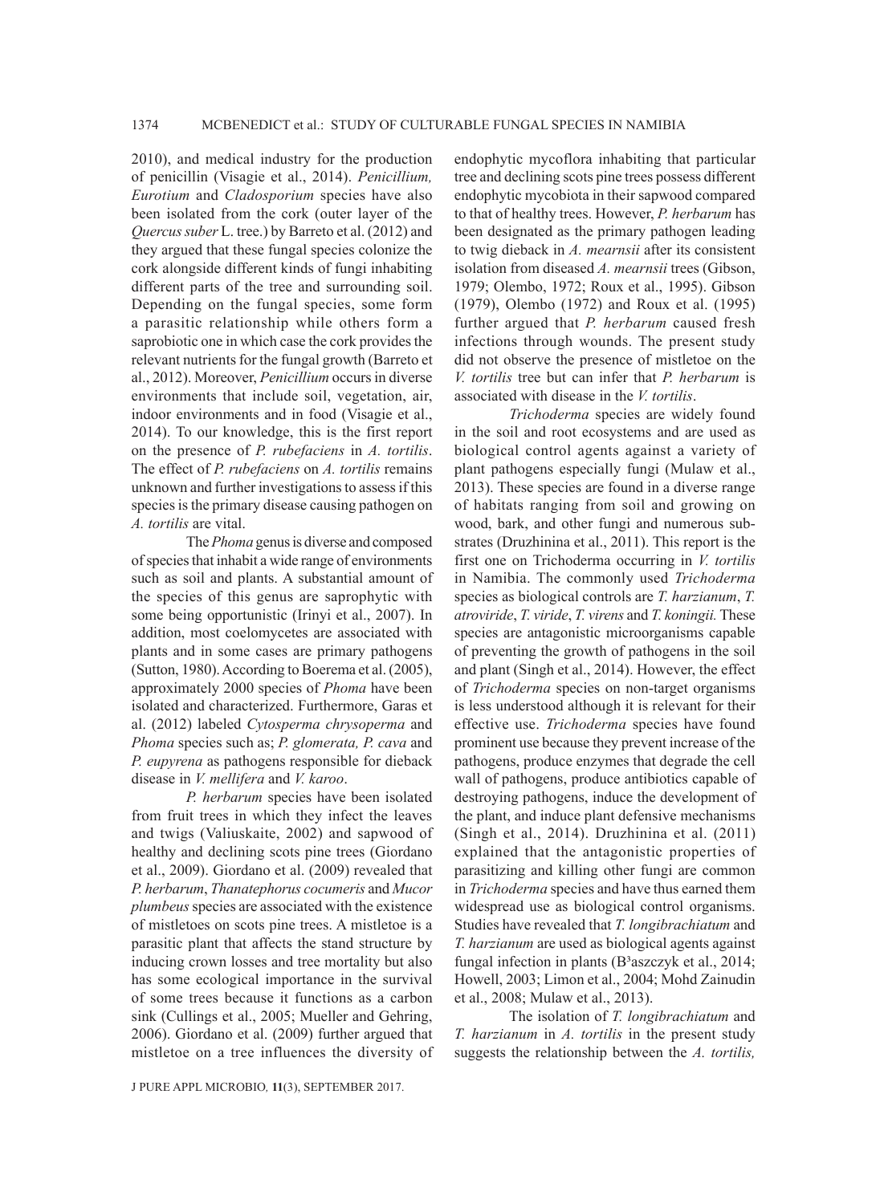2010), and medical industry for the production of penicillin (Visagie et al., 2014). *Penicillium, Eurotium* and *Cladosporium* species have also been isolated from the cork (outer layer of the *Quercus suber* L. tree.) by Barreto et al. (2012) and they argued that these fungal species colonize the cork alongside different kinds of fungi inhabiting different parts of the tree and surrounding soil. Depending on the fungal species, some form a parasitic relationship while others form a saprobiotic one in which case the cork provides the relevant nutrients for the fungal growth (Barreto et al., 2012). Moreover, *Penicillium* occurs in diverse environments that include soil, vegetation, air, indoor environments and in food (Visagie et al., 2014). To our knowledge, this is the first report on the presence of *P. rubefaciens* in *A. tortilis*. The effect of *P. rubefaciens* on *A. tortilis* remains unknown and further investigations to assess if this species is the primary disease causing pathogen on *A. tortilis* are vital.

The *Phoma* genus is diverse and composed of species that inhabit a wide range of environments such as soil and plants. A substantial amount of the species of this genus are saprophytic with some being opportunistic (Irinyi et al., 2007). In addition, most coelomycetes are associated with plants and in some cases are primary pathogens (Sutton, 1980). According to Boerema et al. (2005), approximately 2000 species of *Phoma* have been isolated and characterized. Furthermore, Garas et al. (2012) labeled *Cytosperma chrysoperma* and *Phoma* species such as; *P. glomerata, P. cava* and *P. eupyrena* as pathogens responsible for dieback disease in *V. mellifera* and *V. karoo*.

*P. herbarum* species have been isolated from fruit trees in which they infect the leaves and twigs (Valiuskaite, 2002) and sapwood of healthy and declining scots pine trees (Giordano et al., 2009). Giordano et al. (2009) revealed that *P. herbarum*, *Thanatephorus cocumeris* and *Mucor plumbeus* species are associated with the existence of mistletoes on scots pine trees. A mistletoe is a parasitic plant that affects the stand structure by inducing crown losses and tree mortality but also has some ecological importance in the survival of some trees because it functions as a carbon sink (Cullings et al., 2005; Mueller and Gehring, 2006). Giordano et al. (2009) further argued that mistletoe on a tree influences the diversity of endophytic mycoflora inhabiting that particular tree and declining scots pine trees possess different endophytic mycobiota in their sapwood compared to that of healthy trees. However, *P. herbarum* has been designated as the primary pathogen leading to twig dieback in *A. mearnsii* after its consistent isolation from diseased *A. mearnsii* trees (Gibson, 1979; Olembo, 1972; Roux et al., 1995). Gibson (1979), Olembo (1972) and Roux et al. (1995) further argued that *P. herbarum* caused fresh infections through wounds. The present study did not observe the presence of mistletoe on the *V. tortilis* tree but can infer that *P. herbarum* is associated with disease in the *V. tortilis*.

*Trichoderma* species are widely found in the soil and root ecosystems and are used as biological control agents against a variety of plant pathogens especially fungi (Mulaw et al., 2013). These species are found in a diverse range of habitats ranging from soil and growing on wood, bark, and other fungi and numerous substrates (Druzhinina et al., 2011). This report is the first one on Trichoderma occurring in *V. tortilis* in Namibia. The commonly used *Trichoderma* species as biological controls are *T. harzianum*, *T. atroviride*, *T. viride*, *T. virens* and *T. koningii.* These species are antagonistic microorganisms capable of preventing the growth of pathogens in the soil and plant (Singh et al., 2014). However, the effect of *Trichoderma* species on non-target organisms is less understood although it is relevant for their effective use. *Trichoderma* species have found prominent use because they prevent increase of the pathogens, produce enzymes that degrade the cell wall of pathogens, produce antibiotics capable of destroying pathogens, induce the development of the plant, and induce plant defensive mechanisms (Singh et al., 2014). Druzhinina et al. (2011) explained that the antagonistic properties of parasitizing and killing other fungi are common in *Trichoderma* species and have thus earned them widespread use as biological control organisms. Studies have revealed that *T. longibrachiatum* and *T. harzianum* are used as biological agents against fungal infection in plants (B³aszczyk et al., 2014; Howell, 2003; Limon et al., 2004; Mohd Zainudin et al., 2008; Mulaw et al., 2013).

The isolation of *T. longibrachiatum* and *T. harzianum* in *A. tortilis* in the present study suggests the relationship between the *A. tortilis,*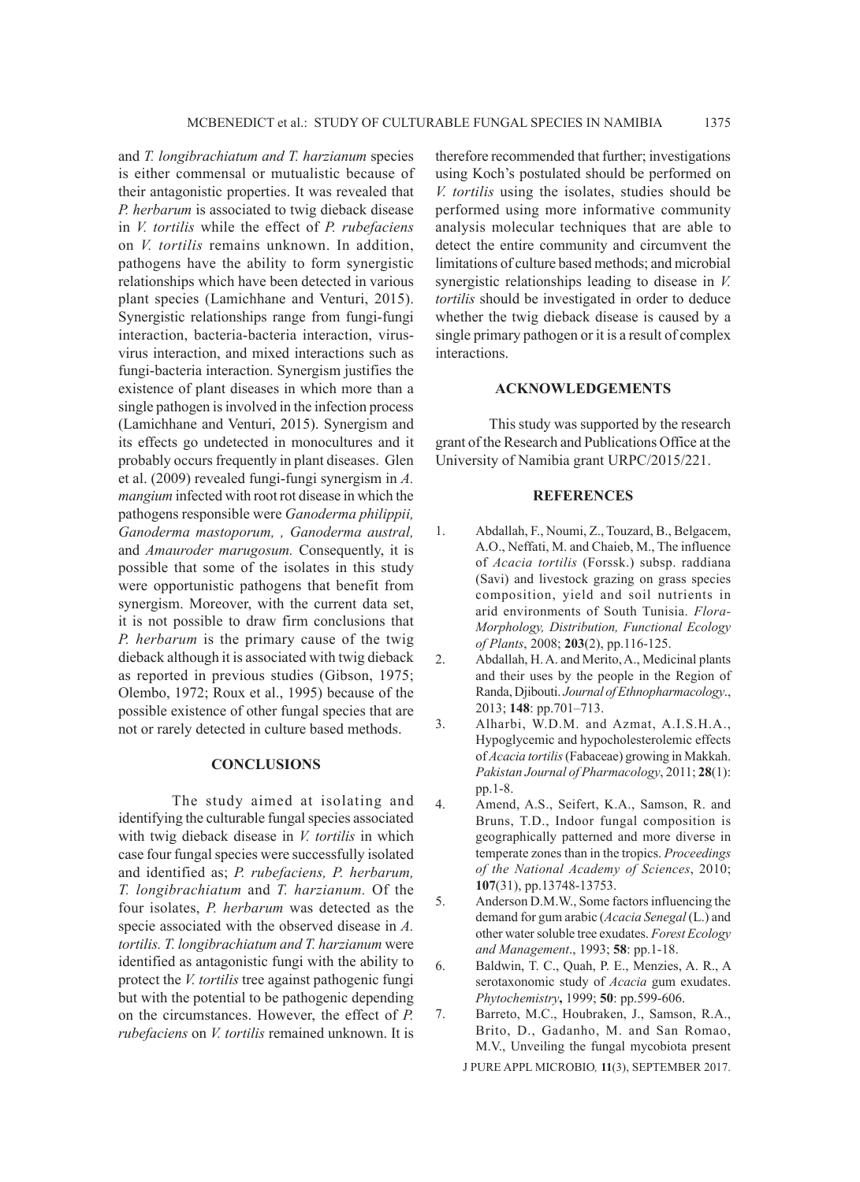and *T. longibrachiatum and T. harzianum* species is either commensal or mutualistic because of their antagonistic properties. It was revealed that *P. herbarum* is associated to twig dieback disease in *V. tortilis* while the effect of *P. rubefaciens* on *V. tortilis* remains unknown. In addition, pathogens have the ability to form synergistic relationships which have been detected in various plant species (Lamichhane and Venturi, 2015). Synergistic relationships range from fungi-fungi interaction, bacteria-bacteria interaction, virus-virus interaction, and mixed interactions such as fungi-bacteria interaction. Synergism justifies the existence of plant diseases in which more than a single pathogen is involved in the infection process (Lamichhane and Venturi, 2015). Synergism and its effects go undetected in monocultures and it probably occurs frequently in plant diseases. Glen et al. (2009) revealed fungi-fungi synergism in *A. mangium* infected with root rot disease in which the pathogens responsible were *Ganoderma philippii, Ganoderma mastoporum, , Ganoderma austral,* and *Amauroder marugosum.* Consequently, it is possible that some of the isolates in this study were opportunistic pathogens that benefit from synergism. Moreover, with the current data set, it is not possible to draw firm conclusions that *P. herbarum* is the primary cause of the twig dieback although it is associated with twig dieback as reported in previous studies (Gibson, 1975; Olembo, 1972; Roux et al., 1995) because of the possible existence of other fungal species that are not or rarely detected in culture based methods.

## CONCLUSIONS

The study aimed at isolating and identifying the culturable fungal species associated with twig dieback disease in *V. tortilis* in which case four fungal species were successfully isolated and identified as; *P. rubefaciens, P. herbarum, T. longibrachiatum* and *T. harzianum.* Of the four isolates, *P. herbarum* was detected as the specie associated with the observed disease in *A. tortilis. T. longibrachiatum and T. harzianum* were identified as antagonistic fungi with the ability to protect the *V. tortilis* tree against pathogenic fungi but with the potential to be pathogenic depending on the circumstances. However, the effect of *P. rubefaciens* on *V. tortilis* remained unknown. It is therefore recommended that further; investigations using Koch's postulated should be performed on *V. tortilis* using the isolates, studies should be performed using more informative community analysis molecular techniques that are able to detect the entire community and circumvent the limitations of culture based methods; and microbial synergistic relationships leading to disease in *V. tortilis* should be investigated in order to deduce whether the twig dieback disease is caused by a single primary pathogen or it is a result of complex interactions.

## ACKNOWLEDGEMENTS

This study was supported by the research grant of the Research and Publications Office at the University of Namibia grant URPC/2015/221.

## REFERENCES

1. Abdallah, F., Noumi, Z., Touzard, B., Belgacem, A.O., Neffati, M. and Chaieb, M., The influence of *Acacia tortilis* (Forssk.) subsp. raddiana (Savi) and livestock grazing on grass species composition, yield and soil nutrients in arid environments of South Tunisia. *Flora-Morphology, Distribution, Functional Ecology of Plants*, 2008; **203**(2), pp.116-125.
2. Abdallah, H. A. and Merito, A., Medicinal plants and their uses by the people in the Region of Randa, Djibouti. *Journal of Ethnopharmacology*., 2013; **148**: pp.701–713.
3. Alharbi, W.D.M. and Azmat, A.I.S.H.A., Hypoglycemic and hypocholesterolemic effects of *Acacia tortilis* (Fabaceae) growing in Makkah. *Pakistan Journal of Pharmacology*, 2011; **28**(1): pp.1-8.
4. Amend, A.S., Seifert, K.A., Samson, R. and Bruns, T.D., Indoor fungal composition is geographically patterned and more diverse in temperate zones than in the tropics. *Proceedings of the National Academy of Sciences*, 2010; **107**(31), pp.13748-13753.
5. Anderson D.M.W., Some factors influencing the demand for gum arabic (*Acacia Senegal* (L.) and other water soluble tree exudates. *Forest Ecology and Management*., 1993; **58**: pp.1-18.
6. Baldwin, T. C., Quah, P. E., Menzies, A. R., A serotaxonomic study of *Acacia* gum exudates. *Phytochemistry*, 1999; **50**: pp.599-606.
7. Barreto, M.C., Houbraken, J., Samson, R.A., Brito, D., Gadanho, M. and San Romao, M.V., Unveiling the fungal mycobiota present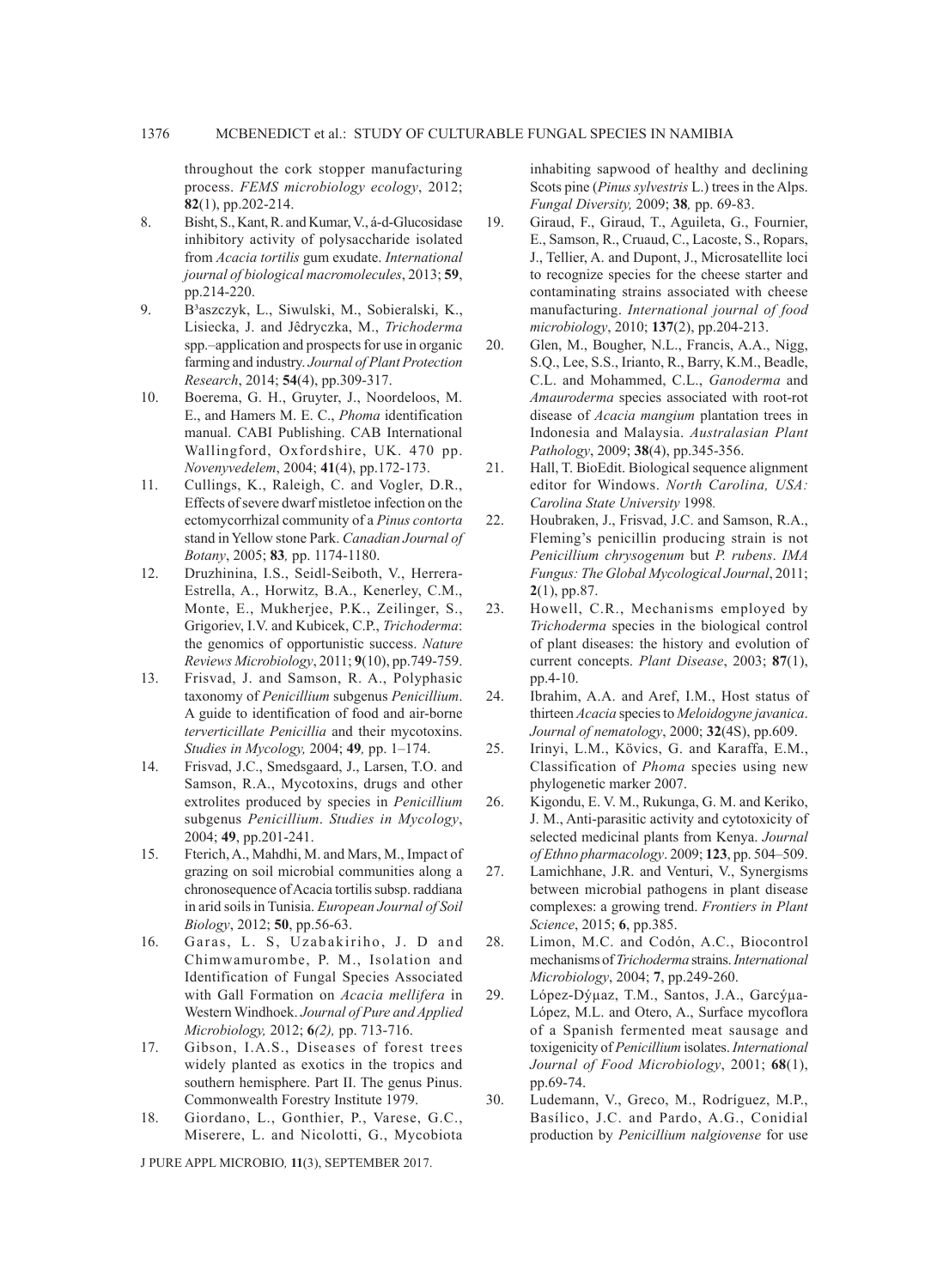throughout the cork stopper manufacturing process. *FEMS microbiology ecology*, 2012; **82**(1), pp.202-214.

8. Bisht, S., Kant, R. and Kumar, V., á-d-Glucosidase inhibitory activity of polysaccharide isolated from *Acacia tortilis* gum exudate. *International journal of biological macromolecules*, 2013; **59**, pp.214-220.
9. B³aszczyk, L., Siwulski, M., Sobieralski, K., Lisiecka, J. and Jêdryczka, M., *Trichoderma* spp.–application and prospects for use in organic farming and industry. *Journal of Plant Protection Research*, 2014; **54**(4), pp.309-317.
10. Boerema, G. H., Gruyter, J., Noordeloos, M. E., and Hamers M. E. C., *Phoma* identification manual. CABI Publishing. CAB International Wallingford, Oxfordshire, UK. 470 pp. *Novenyvedelem*, 2004; **41**(4), pp.172-173.
11. Cullings, K., Raleigh, C. and Vogler, D.R., Effects of severe dwarf mistletoe infection on the ectomycorrhizal community of a *Pinus contorta* stand in Yellow stone Park. *Canadian Journal of Botany*, 2005; **83***,* pp. 1174-1180.
12. Druzhinina, I.S., Seidl-Seiboth, V., Herrera-Estrella, A., Horwitz, B.A., Kenerley, C.M., Monte, E., Mukherjee, P.K., Zeilinger, S., Grigoriev, I.V. and Kubicek, C.P., *Trichoderma*: the genomics of opportunistic success. *Nature Reviews Microbiology*, 2011; **9**(10), pp.749-759.
13. Frisvad, J. and Samson, R. A., Polyphasic taxonomy of *Penicillium* subgenus *Penicillium*. A guide to identification of food and air-borne *terverticillate Penicillia* and their mycotoxins. *Studies in Mycology,* 2004; **49***,* pp. 1–174.
14. Frisvad, J.C., Smedsgaard, J., Larsen, T.O. and Samson, R.A., Mycotoxins, drugs and other extrolites produced by species in *Penicillium* subgenus *Penicillium*. *Studies in Mycology*, 2004; **49**, pp.201-241.
15. Fterich, A., Mahdhi, M. and Mars, M., Impact of grazing on soil microbial communities along a chronosequence of Acacia tortilis subsp. raddiana in arid soils in Tunisia. *European Journal of Soil Biology*, 2012; **50**, pp.56-63.
16. Garas, L. S, Uzabakiriho, J. D and Chimwamurombe, P. M., Isolation and Identification of Fungal Species Associated with Gall Formation on *Acacia mellifera* in Western Windhoek. *Journal of Pure and Applied Microbiology,* 2012; *6(2),* pp. 713-716.
17. Gibson, I.A.S., Diseases of forest trees widely planted as exotics in the tropics and southern hemisphere. Part II. The genus Pinus. Commonwealth Forestry Institute 1979.
18. Giordano, L., Gonthier, P., Varese, G.C., Miserere, L. and Nicolotti, G., Mycobiota inhabiting sapwood of healthy and declining Scots pine (*Pinus sylvestris* L.) trees in the Alps. *Fungal Diversity,* 2009; **38***,* pp. 69-83.
19. Giraud, F., Giraud, T., Aguileta, G., Fournier, E., Samson, R., Cruaud, C., Lacoste, S., Ropars, J., Tellier, A. and Dupont, J., Microsatellite loci to recognize species for the cheese starter and contaminating strains associated with cheese manufacturing. *International journal of food microbiology*, 2010; **137**(2), pp.204-213.
20. Glen, M., Bougher, N.L., Francis, A.A., Nigg, S.Q., Lee, S.S., Irianto, R., Barry, K.M., Beadle, C.L. and Mohammed, C.L., *Ganoderma* and *Amauroderma* species associated with root-rot disease of *Acacia mangium* plantation trees in Indonesia and Malaysia. *Australasian Plant Pathology*, 2009; **38**(4), pp.345-356.
21. Hall, T. BioEdit. Biological sequence alignment editor for Windows. *North Carolina, USA: Carolina State University* 1998*.*
22. Houbraken, J., Frisvad, J.C. and Samson, R.A., Fleming's penicillin producing strain is not *Penicillium chrysogenum* but *P. rubens*. *IMA Fungus: The Global Mycological Journal*, 2011; **2**(1), pp.87.
23. Howell, C.R., Mechanisms employed by *Trichoderma* species in the biological control of plant diseases: the history and evolution of current concepts. *Plant Disease*, 2003; **87**(1), pp.4-10.
24. Ibrahim, A.A. and Aref, I.M., Host status of thirteen *Acacia* species to *Meloidogyne javanica*. *Journal of nematology*, 2000; **32**(4S), pp.609.
25. Irinyi, L.M., Kövics, G. and Karaffa, E.M., Classification of *Phoma* species using new phylogenetic marker 2007.
26. Kigondu, E. V. M., Rukunga, G. M. and Keriko, J. M., Anti-parasitic activity and cytotoxicity of selected medicinal plants from Kenya. *Journal of Ethno pharmacology*. 2009; **123**, pp. 504–509.
27. Lamichhane, J.R. and Venturi, V., Synergisms between microbial pathogens in plant disease complexes: a growing trend. *Frontiers in Plant Science*, 2015; **6**, pp.385.
28. Limon, M.C. and Codón, A.C., Biocontrol mechanisms of *Trichoderma* strains. *International Microbiology*, 2004; **7**, pp.249-260.
29. López-Dýµaz, T.M., Santos, J.A., Garcýµa-López, M.L. and Otero, A., Surface mycoflora of a Spanish fermented meat sausage and toxigenicity of *Penicillium* isolates. *International Journal of Food Microbiology*, 2001; **68**(1), pp.69-74.
30. Ludemann, V., Greco, M., Rodríguez, M.P., Basílico, J.C. and Pardo, A.G., Conidial production by *Penicillium nalgiovense* for use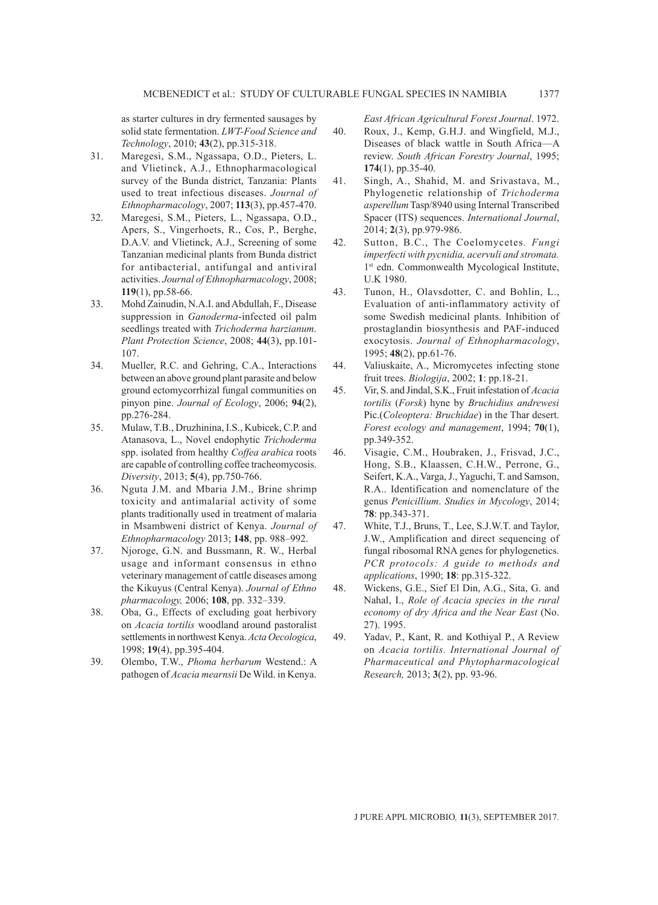as starter cultures in dry fermented sausages by solid state fermentation. *LWT-Food Science and Technology*, 2010; **43**(2), pp.315-318.

31. Maregesi, S.M., Ngassapa, O.D., Pieters, L. and Vlietinck, A.J., Ethnopharmacological survey of the Bunda district, Tanzania: Plants used to treat infectious diseases. *Journal of Ethnopharmacology*, 2007; **113**(3), pp.457-470.
32. Maregesi, S.M., Pieters, L., Ngassapa, O.D., Apers, S., Vingerhoets, R., Cos, P., Berghe, D.A.V. and Vlietinck, A.J., Screening of some Tanzanian medicinal plants from Bunda district for antibacterial, antifungal and antiviral activities. *Journal of Ethnopharmacology*, 2008; **119**(1), pp.58-66.
33. Mohd Zainudin, N.A.I. and Abdullah, F., Disease suppression in *Ganoderma*-infected oil palm seedlings treated with *Trichoderma harzianum*. *Plant Protection Science*, 2008; **44**(3), pp.101-107.
34. Mueller, R.C. and Gehring, C.A., Interactions between an above ground plant parasite and below ground ectomycorrhizal fungal communities on pinyon pine. *Journal of Ecology*, 2006; **94**(2), pp.276-284.
35. Mulaw, T.B., Druzhinina, I.S., Kubicek, C.P. and Atanasova, L., Novel endophytic *Trichoderma* spp. isolated from healthy *Coffea arabica* roots are capable of controlling coffee tracheomycosis. *Diversity*, 2013; **5**(4), pp.750-766.
36. Nguta J.M. and Mbaria J.M., Brine shrimp toxicity and antimalarial activity of some plants traditionally used in treatment of malaria in Msambweni district of Kenya. *Journal of Ethnopharmacology* 2013; **148**, pp. 988–992.
37. Njoroge, G.N. and Bussmann, R. W., Herbal usage and informant consensus in ethno veterinary management of cattle diseases among the Kikuyus (Central Kenya). *Journal of Ethno pharmacology,* 2006; **108**, pp. 332–339.
38. Oba, G., Effects of excluding goat herbivory on *Acacia tortilis* woodland around pastoralist settlements in northwest Kenya. *Acta Oecologica*, 1998; **19**(4), pp.395-404.
39. Olembo, T.W., *Phoma herbarum* Westend.: A pathogen of *Acacia mearnsii* De Wild. in Kenya. *East African Agricultural Forest Journal*. 1972.
40. Roux, J., Kemp, G.H.J. and Wingfield, M.J., Diseases of black wattle in South Africa—A review. *South African Forestry Journal*, 1995; **174**(1), pp.35-40.
41. Singh, A., Shahid, M. and Srivastava, M., Phylogenetic relationship of *Trichoderma asperellum* Tasp/8940 using Internal Transcribed Spacer (ITS) sequences. *International Journal*, 2014; **2**(3), pp.979-986.
42. Sutton, B.C., The Coelomycetes. *Fungi imperfecti with pycnidia, acervuli and stromata.* 1st edn. Commonwealth Mycological Institute, U.K 1980.
43. Tunon, H., Olavsdotter, C. and Bohlin, L., Evaluation of anti-inflammatory activity of some Swedish medicinal plants. Inhibition of prostaglandin biosynthesis and PAF-induced exocytosis. *Journal of Ethnopharmacology*, 1995; **48**(2), pp.61-76.
44. Valiuskaite, A., Micromycetes infecting stone fruit trees. *Biologija*, 2002; **1**: pp.18-21.
45. Vir, S. and Jindal, S.K., Fruit infestation of *Acacia tortilis* (*Forsk*) hyne by *Bruchidius andrewesi* Pic.(*Coleoptera: Bruchidae*) in the Thar desert. *Forest ecology and management*, 1994; **70**(1), pp.349-352.
46. Visagie, C.M., Houbraken, J., Frisvad, J.C., Hong, S.B., Klaassen, C.H.W., Perrone, G., Seifert, K.A., Varga, J., Yaguchi, T. and Samson, R.A.. Identification and nomenclature of the genus *Penicillium*. *Studies in Mycology*, 2014; **78**: pp.343-371.
47. White, T.J., Bruns, T., Lee, S.J.W.T. and Taylor, J.W., Amplification and direct sequencing of fungal ribosomal RNA genes for phylogenetics. *PCR protocols: A guide to methods and applications*, 1990; **18**: pp.315-322.
48. Wickens, G.E., Sief El Din, A.G., Sita, G. and Nahal, I., *Role of Acacia species in the rural economy of dry Africa and the Near East* (No. 27). 1995.
49. Yadav, P., Kant, R. and Kothiyal P., A Review on *Acacia tortilis. International Journal of Pharmaceutical and Phytopharmacological Research,* 2013; **3**(2), pp. 93-96.